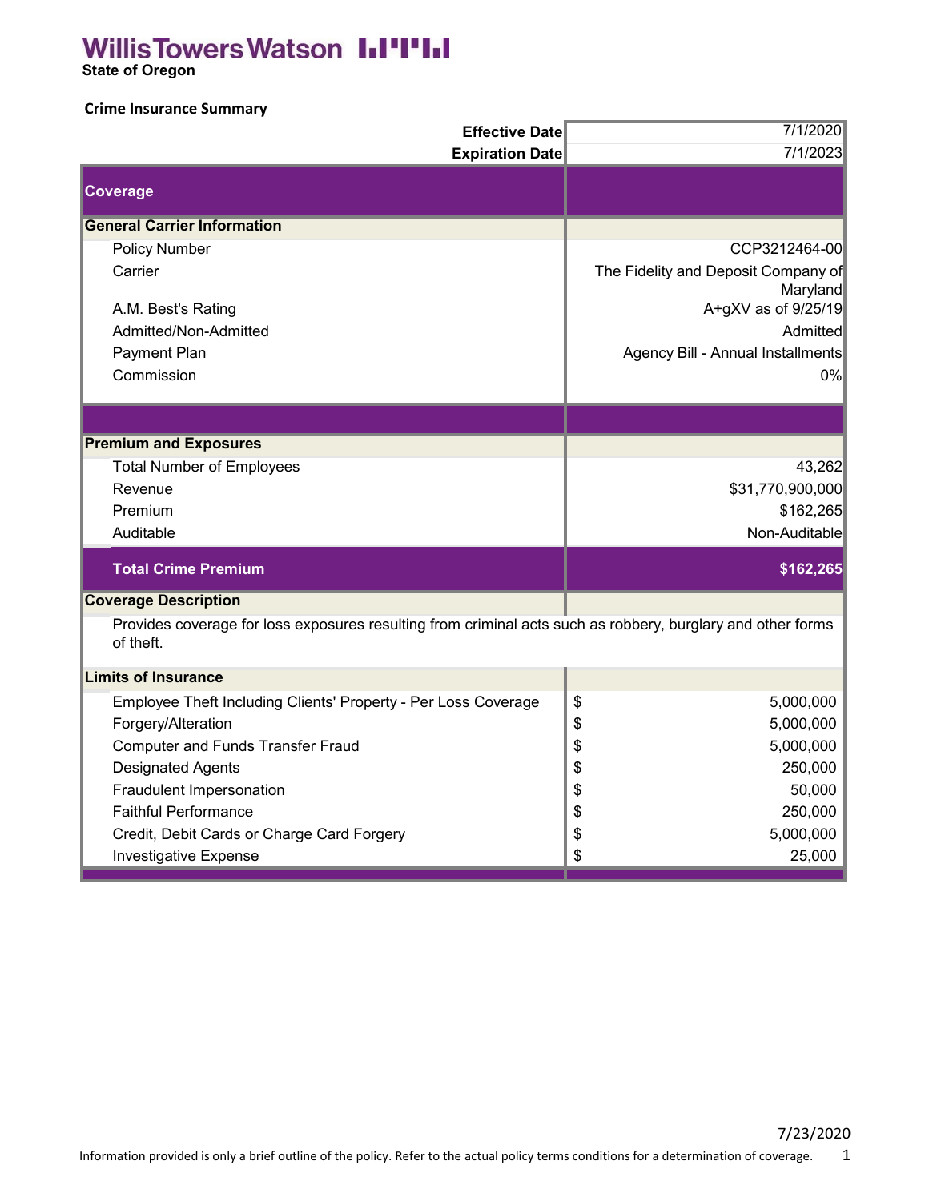Willis Towers Watson

State of Oregon

## Crime Insurance Summary

| | |
|---|---|
| **Effective Date** | 7/1/2020 |
| **Expiration Date** | 7/1/2023 |

| Coverage | |
|---|---|
| **General Carrier Information** | |
| Policy Number | CCP3212464-00 |
| Carrier | The Fidelity and Deposit Company of Maryland |
| A.M. Best's Rating | A+gXV as of 9/25/19 |
| Admitted/Non-Admitted | Admitted |
| Payment Plan | Agency Bill - Annual Installments |
| Commission | 0% |
| | |
| **Premium and Exposures** | |
| Total Number of Employees | 43,262 |
| Revenue | $31,770,900,000 |
| Premium | $162,265 |
| Auditable | Non-Auditable |
| **Total Crime Premium** | **$162,265** |

**Coverage Description**

Provides coverage for loss exposures resulting from criminal acts such as robbery, burglary and other forms of theft.

| Limits of Insurance | |
|---|---|
| Employee Theft Including Clients' Property - Per Loss Coverage | $ 5,000,000 |
| Forgery/Alteration | $ 5,000,000 |
| Computer and Funds Transfer Fraud | $ 5,000,000 |
| Designated Agents | $ 250,000 |
| Fraudulent Impersonation | $ 50,000 |
| Faithful Performance | $ 250,000 |
| Credit, Debit Cards or Charge Card Forgery | $ 5,000,000 |
| Investigative Expense | $ 25,000 |

7/23/2020

Information provided is only a brief outline of the policy. Refer to the actual policy terms conditions for a determination of coverage.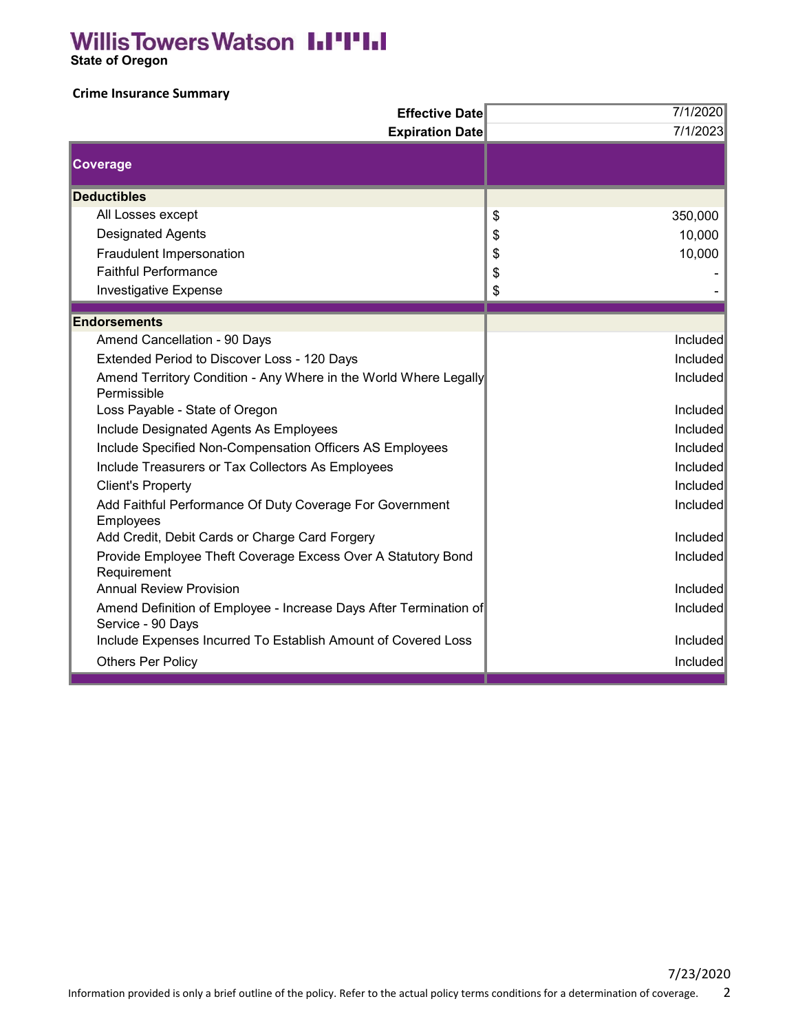Willis Towers Watson
State of Oregon

**Crime Insurance Summary**

| | |
|---|---|
| **Effective Date** | 7/1/2020 |
| **Expiration Date** | 7/1/2023 |
| **Coverage** | |
| **Deductibles** | |
| All Losses except | $ 350,000 |
| Designated Agents | $ 10,000 |
| Fraudulent Impersonation | $ 10,000 |
| Faithful Performance | $ - |
| Investigative Expense | $ - |
| **Endorsements** | |
| Amend Cancellation - 90 Days | Included |
| Extended Period to Discover Loss - 120 Days | Included |
| Amend Territory Condition - Any Where in the World Where Legally Permissible | Included |
| Loss Payable - State of Oregon | Included |
| Include Designated Agents As Employees | Included |
| Include Specified Non-Compensation Officers AS Employees | Included |
| Include Treasurers or Tax Collectors As Employees | Included |
| Client's Property | Included |
| Add Faithful Performance Of Duty Coverage For Government Employees | Included |
| Add Credit, Debit Cards or Charge Card Forgery | Included |
| Provide Employee Theft Coverage Excess Over A Statutory Bond Requirement | Included |
| Annual Review Provision | Included |
| Amend Definition of Employee - Increase Days After Termination of Service - 90 Days | Included |
| Include Expenses Incurred To Establish Amount of Covered Loss | Included |
| Others Per Policy | Included |

7/23/2020

Information provided is only a brief outline of the policy. Refer to the actual policy terms conditions for a determination of coverage.